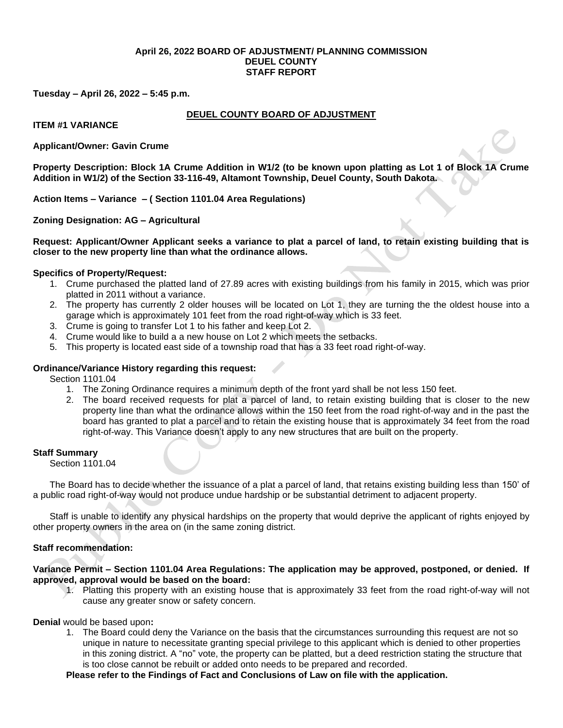**April 26, 2022 BOARD OF ADJUSTMENT/ PLANNING COMMISSION**
**DEUEL COUNTY**
**STAFF REPORT**

**Tuesday – April 26, 2022 – 5:45 p.m.**

## DEUEL COUNTY BOARD OF ADJUSTMENT

**ITEM #1 VARIANCE**

**Applicant/Owner: Gavin Crume**

**Property Description: Block 1A Crume Addition in W1/2 (to be known upon platting as Lot 1 of Block 1A Crume Addition in W1/2) of the Section 33-116-49, Altamont Township, Deuel County, South Dakota.**

**Action Items – Variance – ( Section 1101.04 Area Regulations)**

**Zoning Designation: AG – Agricultural**

**Request: Applicant/Owner Applicant seeks a variance to plat a parcel of land, to retain existing building that is closer to the new property line than what the ordinance allows.**

**Specifics of Property/Request:**

1. Crume purchased the platted land of 27.89 acres with existing buildings from his family in 2015, which was prior platted in 2011 without a variance.
2. The property has currently 2 older houses will be located on Lot 1, they are turning the the oldest house into a garage which is approximately 101 feet from the road right-of-way which is 33 feet.
3. Crume is going to transfer Lot 1 to his father and keep Lot 2.
4. Crume would like to build a a new house on Lot 2 which meets the setbacks.
5. This property is located east side of a township road that has a 33 feet road right-of-way.

**Ordinance/Variance History regarding this request:**

Section 1101.04

1. The Zoning Ordinance requires a minimum depth of the front yard shall be not less 150 feet.
2. The board received requests for plat a parcel of land, to retain existing building that is closer to the new property line than what the ordinance allows within the 150 feet from the road right-of-way and in the past the board has granted to plat a parcel and to retain the existing house that is approximately 34 feet from the road right-of-way. This Variance doesn't apply to any new structures that are built on the property.

**Staff Summary**

Section 1101.04

The Board has to decide whether the issuance of a plat a parcel of land, that retains existing building less than 150' of a public road right-of-way would not produce undue hardship or be substantial detriment to adjacent property.

Staff is unable to identify any physical hardships on the property that would deprive the applicant of rights enjoyed by other property owners in the area on (in the same zoning district.

**Staff recommendation:**

**Variance Permit – Section 1101.04 Area Regulations: The application may be approved, postponed, or denied. If approved, approval would be based on the board:**

1. Platting this property with an existing house that is approximately 33 feet from the road right-of-way will not cause any greater snow or safety concern.

**Denial** would be based upon**:**

1. The Board could deny the Variance on the basis that the circumstances surrounding this request are not so unique in nature to necessitate granting special privilege to this applicant which is denied to other properties in this zoning district. A "no" vote, the property can be platted, but a deed restriction stating the structure that is too close cannot be rebuilt or added onto needs to be prepared and recorded.

**Please refer to the Findings of Fact and Conclusions of Law on file with the application.**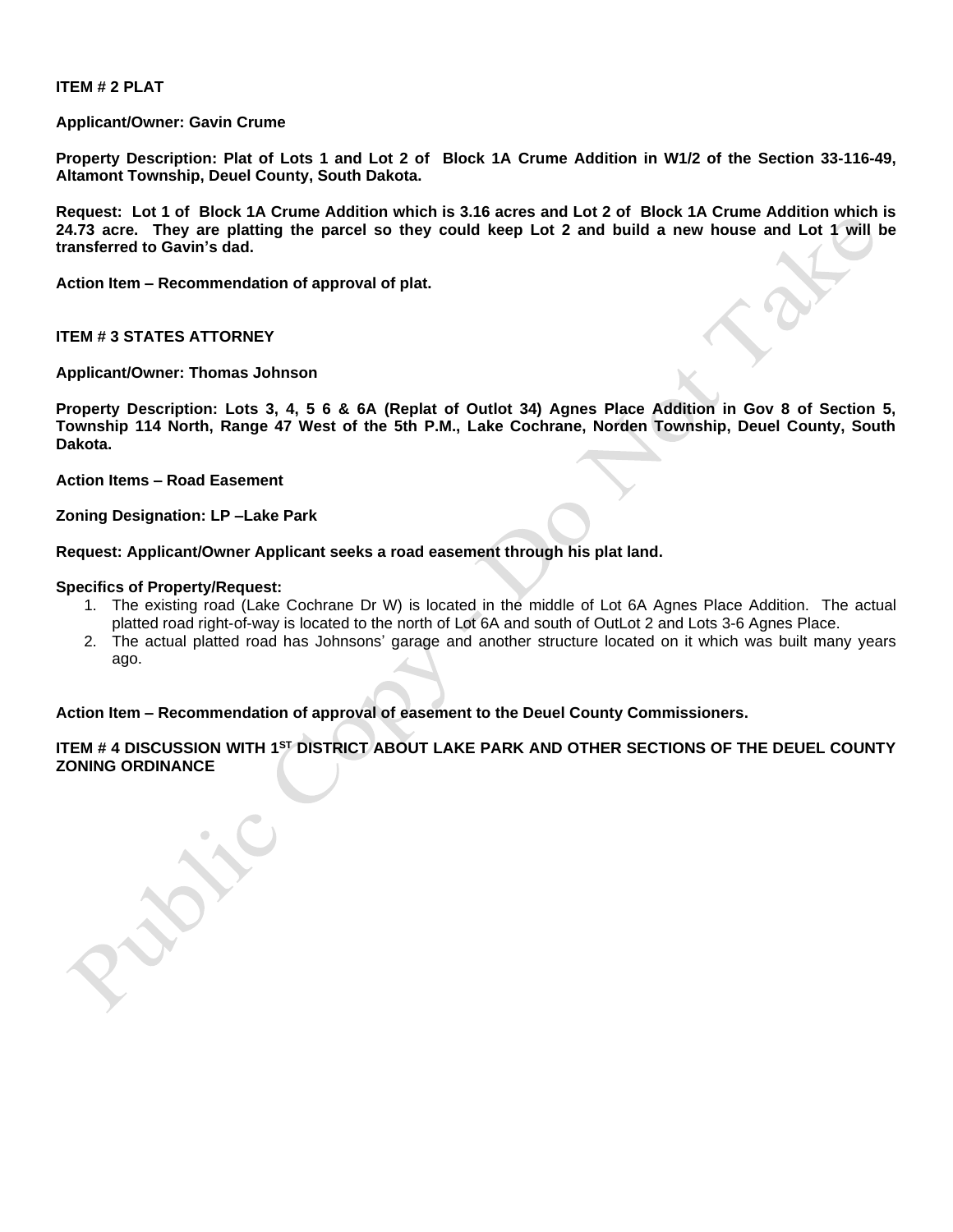**ITEM # 2 PLAT**

**Applicant/Owner: Gavin Crume**

**Property Description: Plat of Lots 1 and Lot 2 of Block 1A Crume Addition in W1/2 of the Section 33-116-49, Altamont Township, Deuel County, South Dakota.**

**Request: Lot 1 of Block 1A Crume Addition which is 3.16 acres and Lot 2 of Block 1A Crume Addition which is 24.73 acre. They are platting the parcel so they could keep Lot 2 and build a new house and Lot 1 will be transferred to Gavin's dad.**

**Action Item – Recommendation of approval of plat.**

**ITEM # 3 STATES ATTORNEY**

**Applicant/Owner: Thomas Johnson**

**Property Description: Lots 3, 4, 5 6 & 6A (Replat of Outlot 34) Agnes Place Addition in Gov 8 of Section 5, Township 114 North, Range 47 West of the 5th P.M., Lake Cochrane, Norden Township, Deuel County, South Dakota.**

**Action Items – Road Easement**

**Zoning Designation: LP –Lake Park**

**Request: Applicant/Owner Applicant seeks a road easement through his plat land.**

**Specifics of Property/Request:**

1. The existing road (Lake Cochrane Dr W) is located in the middle of Lot 6A Agnes Place Addition. The actual platted road right-of-way is located to the north of Lot 6A and south of OutLot 2 and Lots 3-6 Agnes Place.
2. The actual platted road has Johnsons' garage and another structure located on it which was built many years ago.

**Action Item – Recommendation of approval of easement to the Deuel County Commissioners.**

**ITEM # 4 DISCUSSION WITH 1ST DISTRICT ABOUT LAKE PARK AND OTHER SECTIONS OF THE DEUEL COUNTY ZONING ORDINANCE**